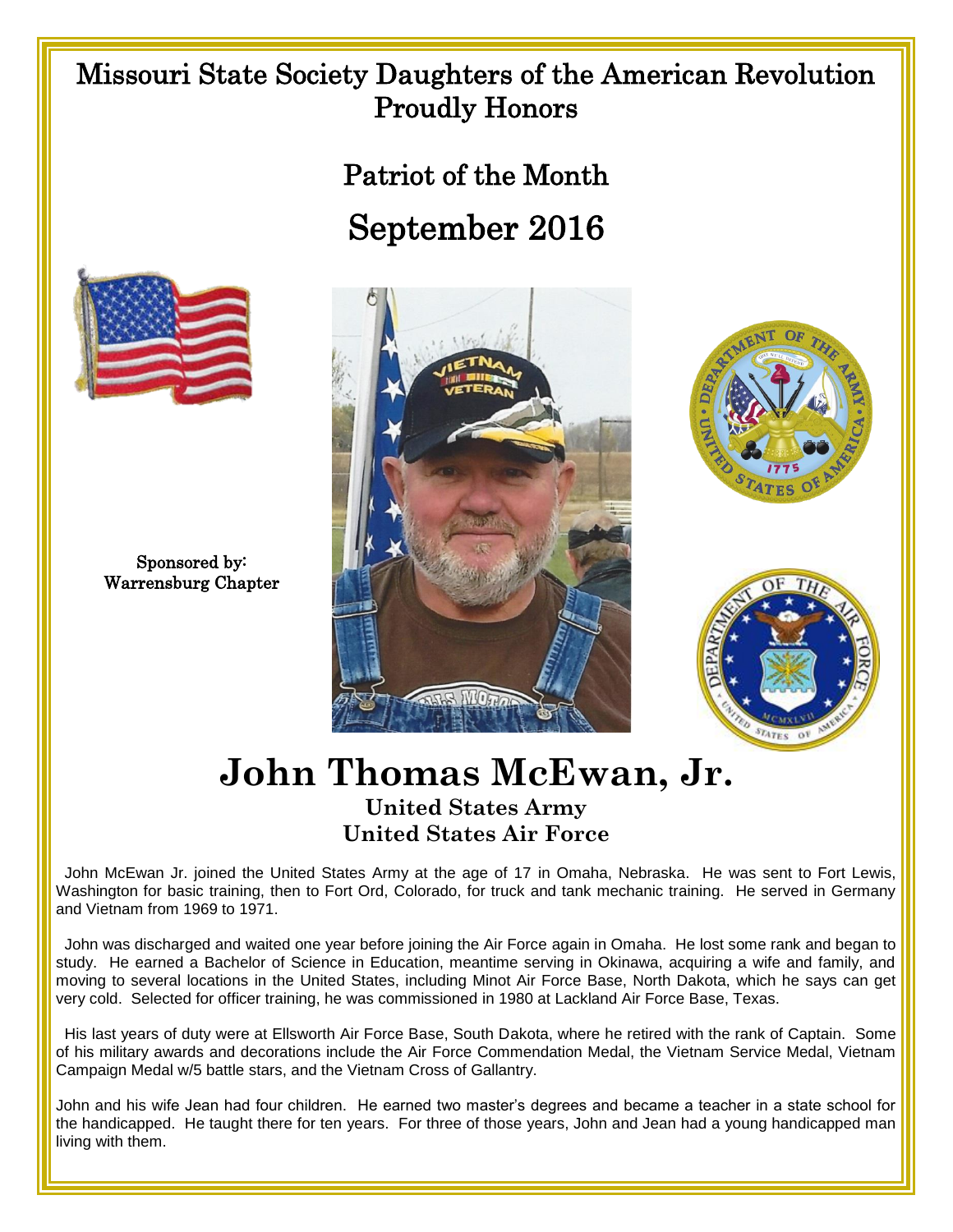# Missouri State Society Daughters of the American Revolution Proudly Honors

## Patriot of the Month

## September 2016

Sponsored by:
Warrensburg Chapter

# John Thomas McEwan, Jr.

**United States Army**
**United States Air Force**

John McEwan Jr. joined the United States Army at the age of 17 in Omaha, Nebraska. He was sent to Fort Lewis, Washington for basic training, then to Fort Ord, Colorado, for truck and tank mechanic training. He served in Germany and Vietnam from 1969 to 1971.

John was discharged and waited one year before joining the Air Force again in Omaha. He lost some rank and began to study. He earned a Bachelor of Science in Education, meantime serving in Okinawa, acquiring a wife and family, and moving to several locations in the United States, including Minot Air Force Base, North Dakota, which he says can get very cold. Selected for officer training, he was commissioned in 1980 at Lackland Air Force Base, Texas.

His last years of duty were at Ellsworth Air Force Base, South Dakota, where he retired with the rank of Captain. Some of his military awards and decorations include the Air Force Commendation Medal, the Vietnam Service Medal, Vietnam Campaign Medal w/5 battle stars, and the Vietnam Cross of Gallantry.

John and his wife Jean had four children. He earned two master's degrees and became a teacher in a state school for the handicapped. He taught there for ten years. For three of those years, John and Jean had a young handicapped man living with them.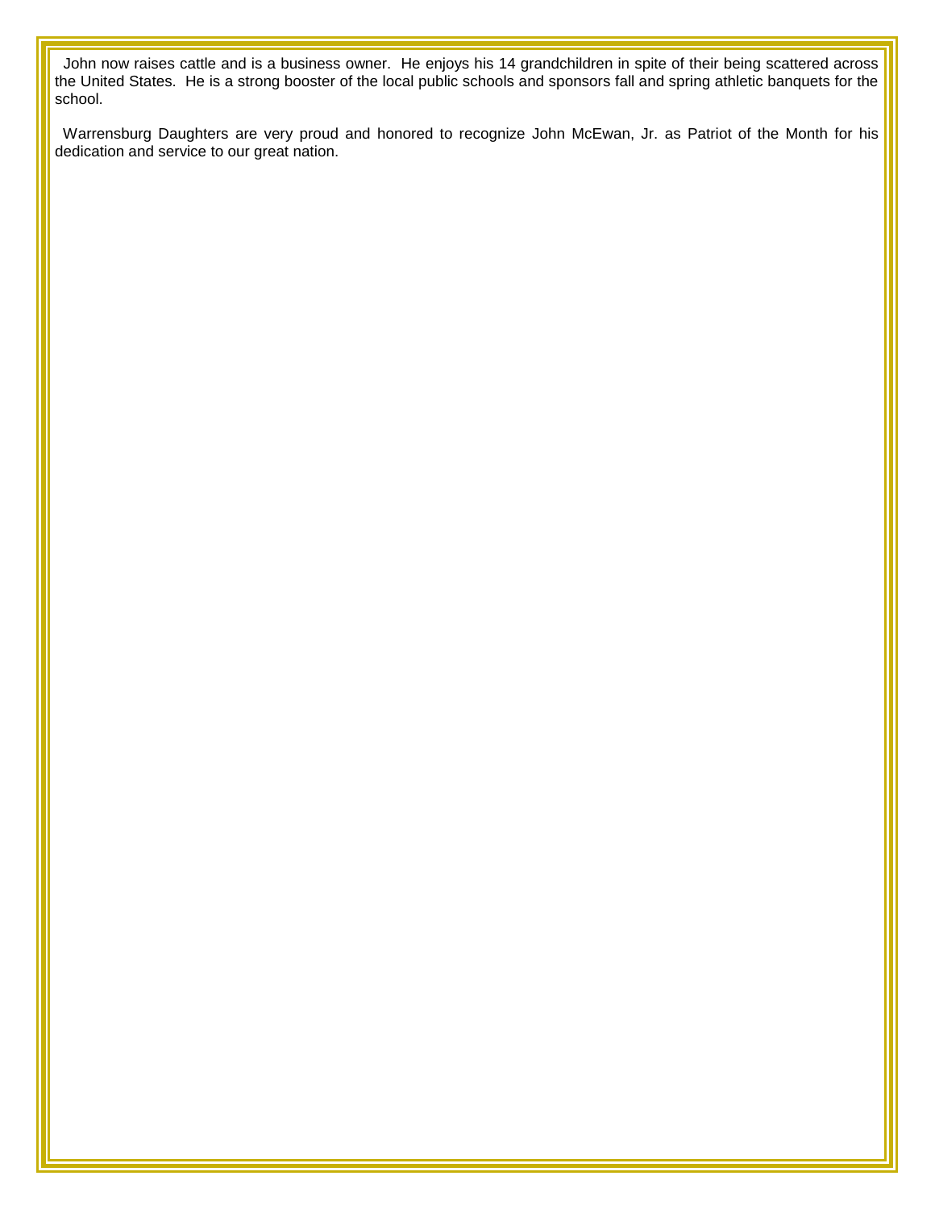John now raises cattle and is a business owner. He enjoys his 14 grandchildren in spite of their being scattered across the United States. He is a strong booster of the local public schools and sponsors fall and spring athletic banquets for the school.

Warrensburg Daughters are very proud and honored to recognize John McEwan, Jr. as Patriot of the Month for his dedication and service to our great nation.